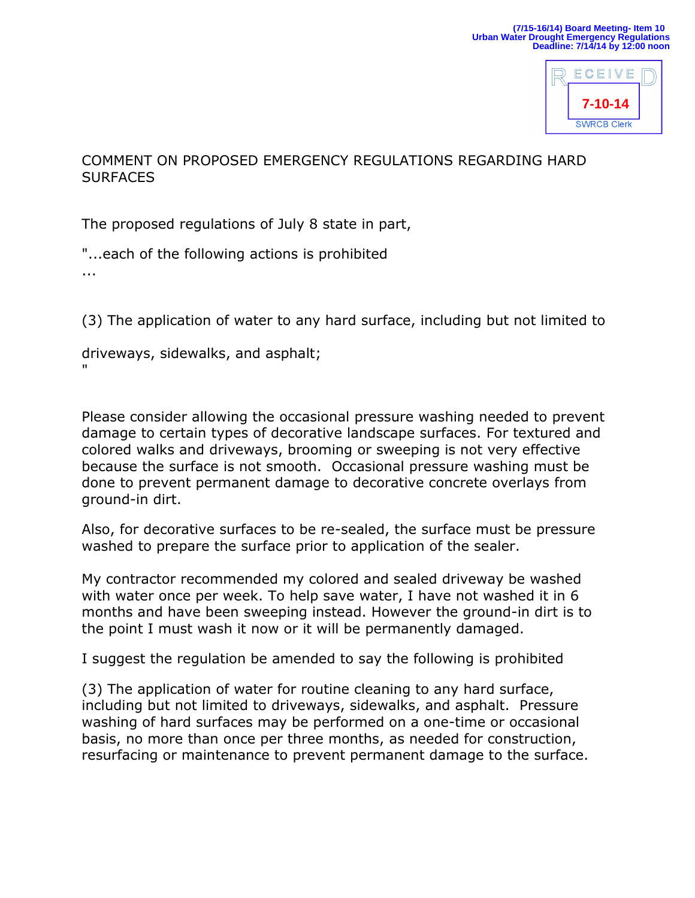(7/15-16/14) Board Meeting- Item 10
Urban Water Drought Emergency Regulations
Deadline: 7/14/14 by 12:00 noon

RECEIVED
7-10-14
SWRCB Clerk

# COMMENT ON PROPOSED EMERGENCY REGULATIONS REGARDING HARD SURFACES

The proposed regulations of July 8 state in part,

"...each of the following actions is prohibited
...

(3) The application of water to any hard surface, including but not limited to

driveways, sidewalks, and asphalt;
"

Please consider allowing the occasional pressure washing needed to prevent damage to certain types of decorative landscape surfaces. For textured and colored walks and driveways, brooming or sweeping is not very effective because the surface is not smooth. Occasional pressure washing must be done to prevent permanent damage to decorative concrete overlays from ground-in dirt.

Also, for decorative surfaces to be re-sealed, the surface must be pressure washed to prepare the surface prior to application of the sealer.

My contractor recommended my colored and sealed driveway be washed with water once per week. To help save water, I have not washed it in 6 months and have been sweeping instead. However the ground-in dirt is to the point I must wash it now or it will be permanently damaged.

I suggest the regulation be amended to say the following is prohibited

(3) The application of water for routine cleaning to any hard surface, including but not limited to driveways, sidewalks, and asphalt. Pressure washing of hard surfaces may be performed on a one-time or occasional basis, no more than once per three months, as needed for construction, resurfacing or maintenance to prevent permanent damage to the surface.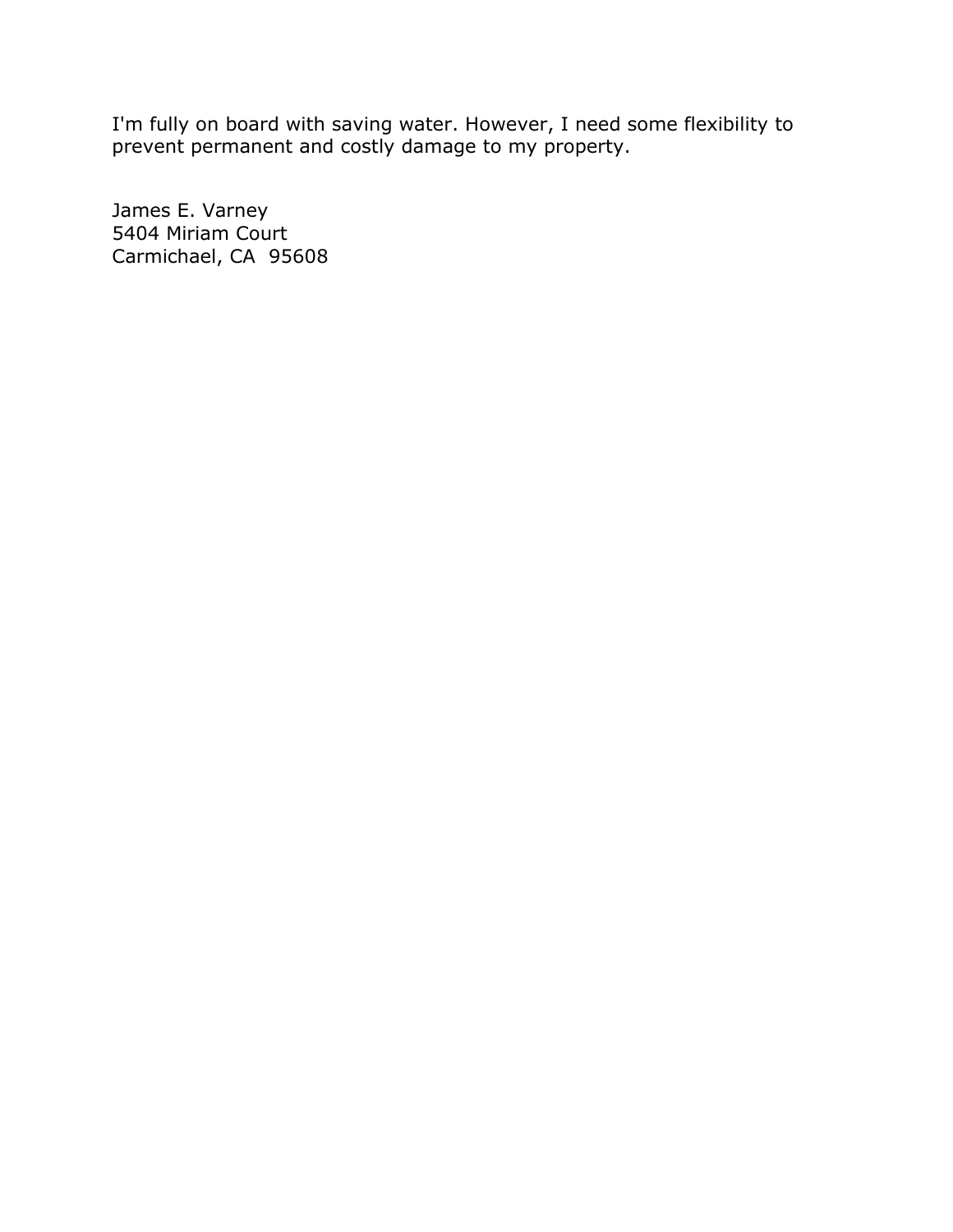I'm fully on board with saving water. However, I need some flexibility to prevent permanent and costly damage to my property.

James E. Varney  
5404 Miriam Court  
Carmichael, CA 95608